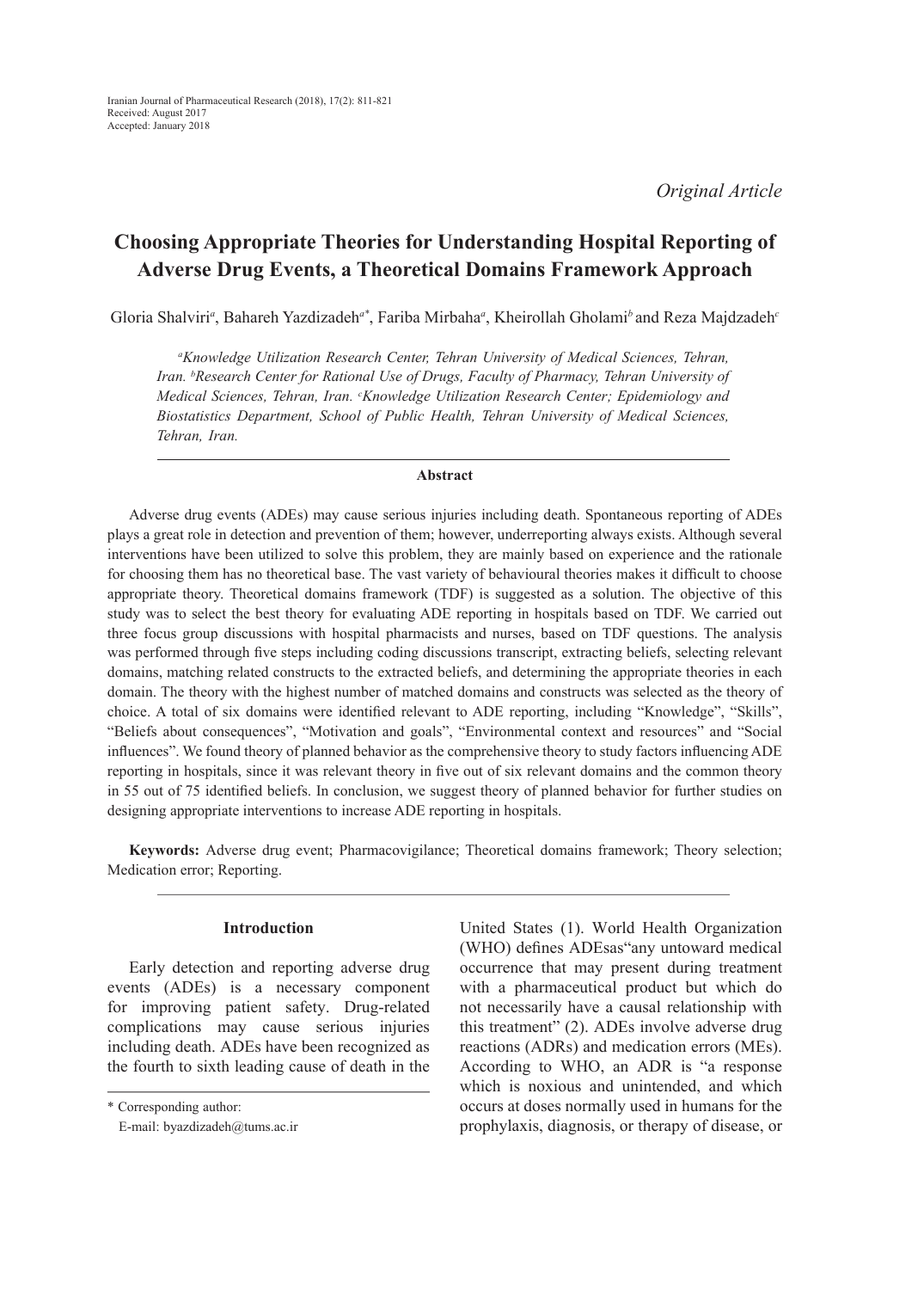Iranian Journal of Pharmaceutical Research (2018), 17(2): 811-821
Received: August 2017
Accepted: January 2018

*Original Article*

# Choosing Appropriate Theories for Understanding Hospital Reporting of Adverse Drug Events, a Theoretical Domains Framework Approach

Gloria Shalviri[a], Bahareh Yazdizadeh[a*], Fariba Mirbaha[a], Kheirollah Gholami[b] and Reza Majdzadeh[c]

*[a]Knowledge Utilization Research Center, Tehran University of Medical Sciences, Tehran, Iran. [b]Research Center for Rational Use of Drugs, Faculty of Pharmacy, Tehran University of Medical Sciences, Tehran, Iran. [c]Knowledge Utilization Research Center; Epidemiology and Biostatistics Department, School of Public Health, Tehran University of Medical Sciences, Tehran, Iran.*

### Abstract

Adverse drug events (ADEs) may cause serious injuries including death. Spontaneous reporting of ADEs plays a great role in detection and prevention of them; however, underreporting always exists. Although several interventions have been utilized to solve this problem, they are mainly based on experience and the rationale for choosing them has no theoretical base. The vast variety of behavioural theories makes it difficult to choose appropriate theory. Theoretical domains framework (TDF) is suggested as a solution. The objective of this study was to select the best theory for evaluating ADE reporting in hospitals based on TDF. We carried out three focus group discussions with hospital pharmacists and nurses, based on TDF questions. The analysis was performed through five steps including coding discussions transcript, extracting beliefs, selecting relevant domains, matching related constructs to the extracted beliefs, and determining the appropriate theories in each domain. The theory with the highest number of matched domains and constructs was selected as the theory of choice. A total of six domains were identified relevant to ADE reporting, including "Knowledge", "Skills", "Beliefs about consequences", "Motivation and goals", "Environmental context and resources" and "Social influences". We found theory of planned behavior as the comprehensive theory to study factors influencing ADE reporting in hospitals, since it was relevant theory in five out of six relevant domains and the common theory in 55 out of 75 identified beliefs. In conclusion, we suggest theory of planned behavior for further studies on designing appropriate interventions to increase ADE reporting in hospitals.

**Keywords:** Adverse drug event; Pharmacovigilance; Theoretical domains framework; Theory selection; Medication error; Reporting.

## Introduction

Early detection and reporting adverse drug events (ADEs) is a necessary component for improving patient safety. Drug-related complications may cause serious injuries including death. ADEs have been recognized as the fourth to sixth leading cause of death in the United States (1). World Health Organization (WHO) defines ADEsas"any untoward medical occurrence that may present during treatment with a pharmaceutical product but which do not necessarily have a causal relationship with this treatment" (2). ADEs involve adverse drug reactions (ADRs) and medication errors (MEs). According to WHO, an ADR is "a response which is noxious and unintended, and which occurs at doses normally used in humans for the prophylaxis, diagnosis, or therapy of disease, or

* Corresponding author:
E-mail: byazdizadeh@tums.ac.ir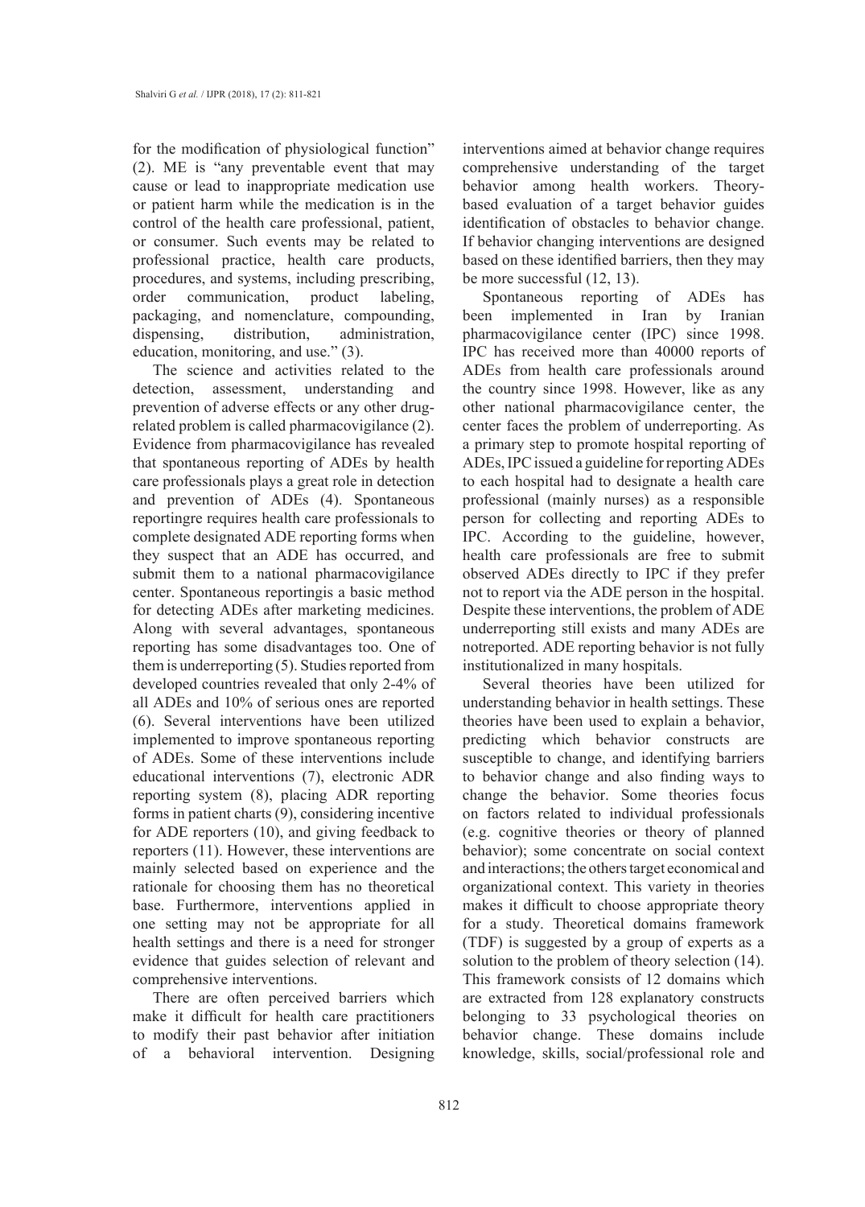for the modification of physiological function" (2). ME is "any preventable event that may cause or lead to inappropriate medication use or patient harm while the medication is in the control of the health care professional, patient, or consumer. Such events may be related to professional practice, health care products, procedures, and systems, including prescribing, order communication, product labeling, packaging, and nomenclature, compounding, dispensing, distribution, administration, education, monitoring, and use." (3).

The science and activities related to the detection, assessment, understanding and prevention of adverse effects or any other drug-related problem is called pharmacovigilance (2). Evidence from pharmacovigilance has revealed that spontaneous reporting of ADEs by health care professionals plays a great role in detection and prevention of ADEs (4). Spontaneous reportingre requires health care professionals to complete designated ADE reporting forms when they suspect that an ADE has occurred, and submit them to a national pharmacovigilance center. Spontaneous reportingis a basic method for detecting ADEs after marketing medicines. Along with several advantages, spontaneous reporting has some disadvantages too. One of them is underreporting (5). Studies reported from developed countries revealed that only 2-4% of all ADEs and 10% of serious ones are reported (6). Several interventions have been utilized implemented to improve spontaneous reporting of ADEs. Some of these interventions include educational interventions (7), electronic ADR reporting system (8), placing ADR reporting forms in patient charts (9), considering incentive for ADE reporters (10), and giving feedback to reporters (11). However, these interventions are mainly selected based on experience and the rationale for choosing them has no theoretical base. Furthermore, interventions applied in one setting may not be appropriate for all health settings and there is a need for stronger evidence that guides selection of relevant and comprehensive interventions.

There are often perceived barriers which make it difficult for health care practitioners to modify their past behavior after initiation of a behavioral intervention. Designing interventions aimed at behavior change requires comprehensive understanding of the target behavior among health workers. Theory-based evaluation of a target behavior guides identification of obstacles to behavior change. If behavior changing interventions are designed based on these identified barriers, then they may be more successful (12, 13).

Spontaneous reporting of ADEs has been implemented in Iran by Iranian pharmacovigilance center (IPC) since 1998. IPC has received more than 40000 reports of ADEs from health care professionals around the country since 1998. However, like as any other national pharmacovigilance center, the center faces the problem of underreporting. As a primary step to promote hospital reporting of ADEs, IPC issued a guideline for reporting ADEs to each hospital had to designate a health care professional (mainly nurses) as a responsible person for collecting and reporting ADEs to IPC. According to the guideline, however, health care professionals are free to submit observed ADEs directly to IPC if they prefer not to report via the ADE person in the hospital. Despite these interventions, the problem of ADE underreporting still exists and many ADEs are notreported. ADE reporting behavior is not fully institutionalized in many hospitals.

Several theories have been utilized for understanding behavior in health settings. These theories have been used to explain a behavior, predicting which behavior constructs are susceptible to change, and identifying barriers to behavior change and also finding ways to change the behavior. Some theories focus on factors related to individual professionals (e.g. cognitive theories or theory of planned behavior); some concentrate on social context and interactions; the others target economical and organizational context. This variety in theories makes it difficult to choose appropriate theory for a study. Theoretical domains framework (TDF) is suggested by a group of experts as a solution to the problem of theory selection (14). This framework consists of 12 domains which are extracted from 128 explanatory constructs belonging to 33 psychological theories on behavior change. These domains include knowledge, skills, social/professional role and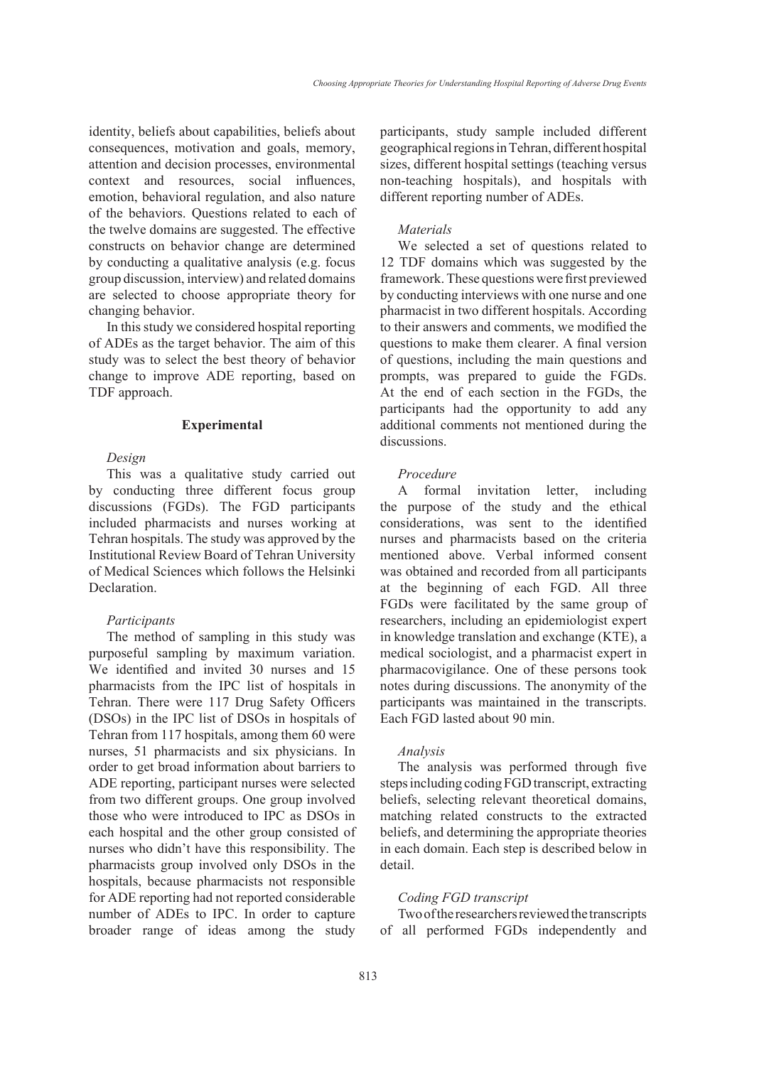identity, beliefs about capabilities, beliefs about consequences, motivation and goals, memory, attention and decision processes, environmental context and resources, social influences, emotion, behavioral regulation, and also nature of the behaviors. Questions related to each of the twelve domains are suggested. The effective constructs on behavior change are determined by conducting a qualitative analysis (e.g. focus group discussion, interview) and related domains are selected to choose appropriate theory for changing behavior.

In this study we considered hospital reporting of ADEs as the target behavior. The aim of this study was to select the best theory of behavior change to improve ADE reporting, based on TDF approach.

## Experimental

### *Design*

This was a qualitative study carried out by conducting three different focus group discussions (FGDs). The FGD participants included pharmacists and nurses working at Tehran hospitals. The study was approved by the Institutional Review Board of Tehran University of Medical Sciences which follows the Helsinki Declaration.

### *Participants*

The method of sampling in this study was purposeful sampling by maximum variation. We identified and invited 30 nurses and 15 pharmacists from the IPC list of hospitals in Tehran. There were 117 Drug Safety Officers (DSOs) in the IPC list of DSOs in hospitals of Tehran from 117 hospitals, among them 60 were nurses, 51 pharmacists and six physicians. In order to get broad information about barriers to ADE reporting, participant nurses were selected from two different groups. One group involved those who were introduced to IPC as DSOs in each hospital and the other group consisted of nurses who didn't have this responsibility. The pharmacists group involved only DSOs in the hospitals, because pharmacists not responsible for ADE reporting had not reported considerable number of ADEs to IPC. In order to capture broader range of ideas among the study participants, study sample included different geographical regions in Tehran, different hospital sizes, different hospital settings (teaching versus non-teaching hospitals), and hospitals with different reporting number of ADEs.

### *Materials*

We selected a set of questions related to 12 TDF domains which was suggested by the framework. These questions were first previewed by conducting interviews with one nurse and one pharmacist in two different hospitals. According to their answers and comments, we modified the questions to make them clearer. A final version of questions, including the main questions and prompts, was prepared to guide the FGDs. At the end of each section in the FGDs, the participants had the opportunity to add any additional comments not mentioned during the discussions.

### *Procedure*

A formal invitation letter, including the purpose of the study and the ethical considerations, was sent to the identified nurses and pharmacists based on the criteria mentioned above. Verbal informed consent was obtained and recorded from all participants at the beginning of each FGD. All three FGDs were facilitated by the same group of researchers, including an epidemiologist expert in knowledge translation and exchange (KTE), a medical sociologist, and a pharmacist expert in pharmacovigilance. One of these persons took notes during discussions. The anonymity of the participants was maintained in the transcripts. Each FGD lasted about 90 min.

### *Analysis*

The analysis was performed through five steps including coding FGD transcript, extracting beliefs, selecting relevant theoretical domains, matching related constructs to the extracted beliefs, and determining the appropriate theories in each domain. Each step is described below in detail.

### *Coding FGD transcript*

Two of the researchers reviewed the transcripts of all performed FGDs independently and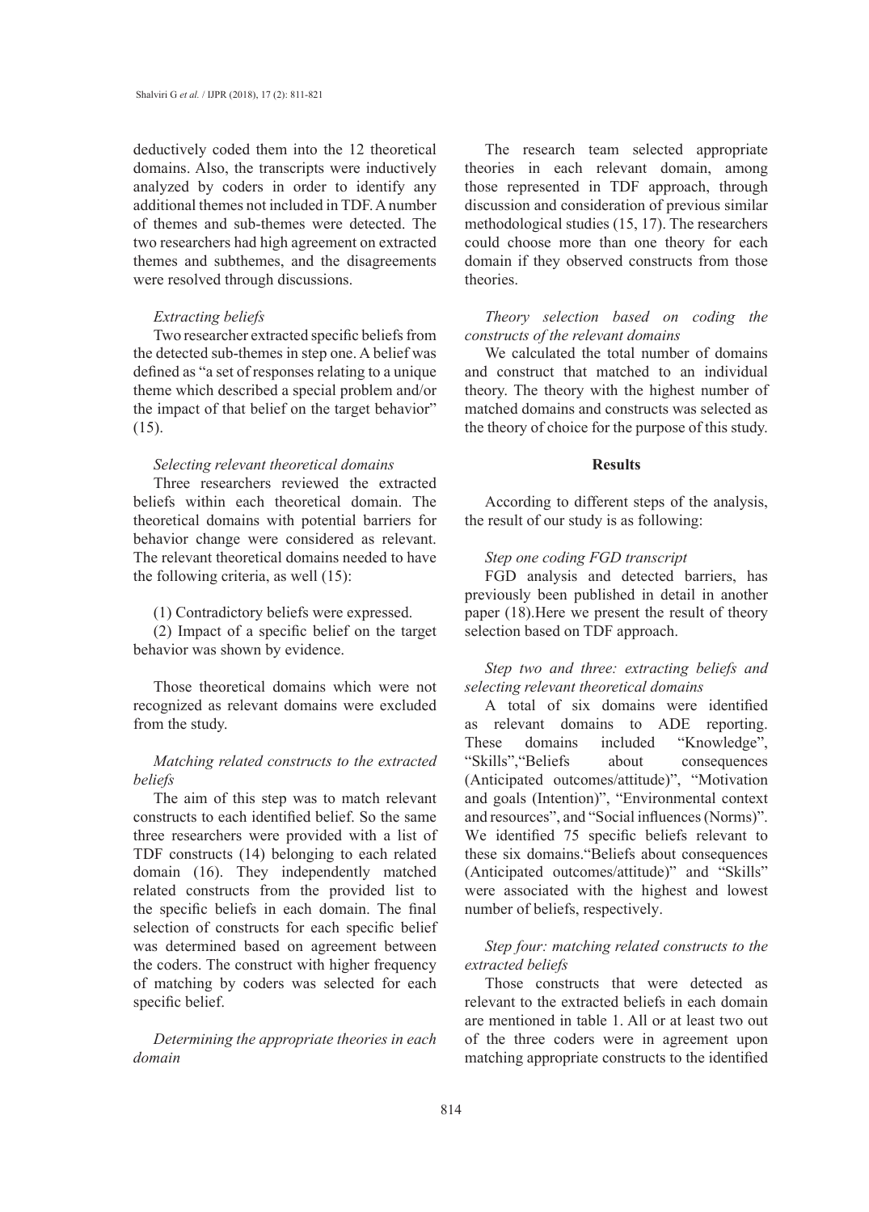deductively coded them into the 12 theoretical domains. Also, the transcripts were inductively analyzed by coders in order to identify any additional themes not included in TDF. A number of themes and sub-themes were detected. The two researchers had high agreement on extracted themes and subthemes, and the disagreements were resolved through discussions.

*Extracting beliefs*

Two researcher extracted specific beliefs from the detected sub-themes in step one. A belief was defined as "a set of responses relating to a unique theme which described a special problem and/or the impact of that belief on the target behavior" (15).

*Selecting relevant theoretical domains*

Three researchers reviewed the extracted beliefs within each theoretical domain. The theoretical domains with potential barriers for behavior change were considered as relevant. The relevant theoretical domains needed to have the following criteria, as well (15):

(1) Contradictory beliefs were expressed.

(2) Impact of a specific belief on the target behavior was shown by evidence.

Those theoretical domains which were not recognized as relevant domains were excluded from the study.

*Matching related constructs to the extracted beliefs*

The aim of this step was to match relevant constructs to each identified belief. So the same three researchers were provided with a list of TDF constructs (14) belonging to each related domain (16). They independently matched related constructs from the provided list to the specific beliefs in each domain. The final selection of constructs for each specific belief was determined based on agreement between the coders. The construct with higher frequency of matching by coders was selected for each specific belief.

*Determining the appropriate theories in each domain*

The research team selected appropriate theories in each relevant domain, among those represented in TDF approach, through discussion and consideration of previous similar methodological studies (15, 17). The researchers could choose more than one theory for each domain if they observed constructs from those theories.

*Theory selection based on coding the constructs of the relevant domains*

We calculated the total number of domains and construct that matched to an individual theory. The theory with the highest number of matched domains and constructs was selected as the theory of choice for the purpose of this study.

## Results

According to different steps of the analysis, the result of our study is as following:

*Step one coding FGD transcript*

FGD analysis and detected barriers, has previously been published in detail in another paper (18).Here we present the result of theory selection based on TDF approach.

*Step two and three: extracting beliefs and selecting relevant theoretical domains*

A total of six domains were identified as relevant domains to ADE reporting. These domains included "Knowledge", "Skills","Beliefs about consequences (Anticipated outcomes/attitude)", "Motivation and goals (Intention)", "Environmental context and resources", and "Social influences (Norms)". We identified 75 specific beliefs relevant to these six domains."Beliefs about consequences (Anticipated outcomes/attitude)" and "Skills" were associated with the highest and lowest number of beliefs, respectively.

*Step four: matching related constructs to the extracted beliefs*

Those constructs that were detected as relevant to the extracted beliefs in each domain are mentioned in table 1. All or at least two out of the three coders were in agreement upon matching appropriate constructs to the identified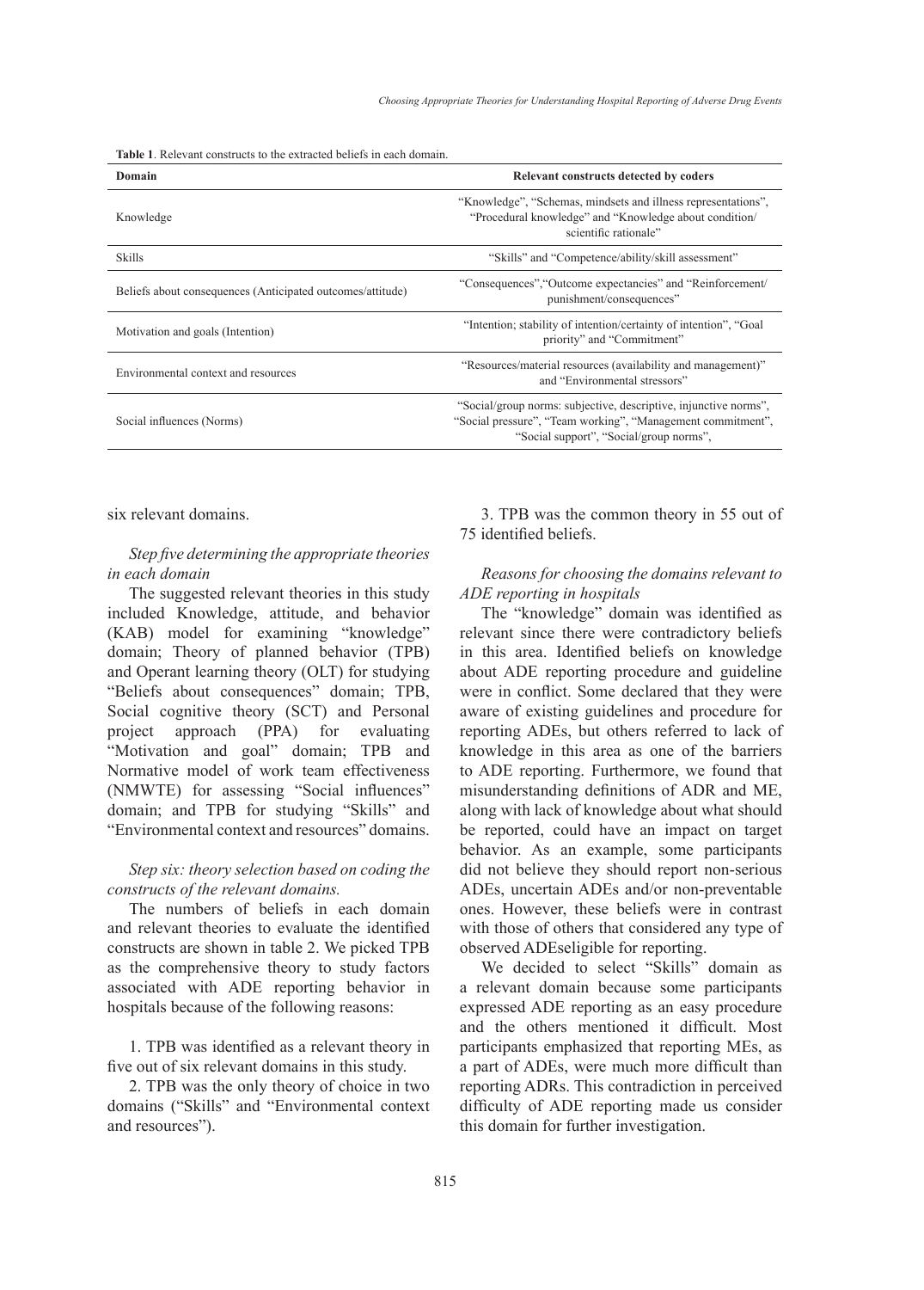**Table 1**. Relevant constructs to the extracted beliefs in each domain.

| Domain | Relevant constructs detected by coders |
|---|---|
| Knowledge | "Knowledge", "Schemas, mindsets and illness representations", "Procedural knowledge" and "Knowledge about condition/ scientific rationale" |
| Skills | "Skills" and "Competence/ability/skill assessment" |
| Beliefs about consequences (Anticipated outcomes/attitude) | "Consequences","Outcome expectancies" and "Reinforcement/ punishment/consequences" |
| Motivation and goals (Intention) | "Intention; stability of intention/certainty of intention", "Goal priority" and "Commitment" |
| Environmental context and resources | "Resources/material resources (availability and management)" and "Environmental stressors" |
| Social influences (Norms) | "Social/group norms: subjective, descriptive, injunctive norms", "Social pressure", "Team working", "Management commitment", "Social support", "Social/group norms", |

six relevant domains.

*Step five determining the appropriate theories in each domain*

The suggested relevant theories in this study included Knowledge, attitude, and behavior (KAB) model for examining "knowledge" domain; Theory of planned behavior (TPB) and Operant learning theory (OLT) for studying "Beliefs about consequences" domain; TPB, Social cognitive theory (SCT) and Personal project approach (PPA) for evaluating "Motivation and goal" domain; TPB and Normative model of work team effectiveness (NMWTE) for assessing "Social influences" domain; and TPB for studying "Skills" and "Environmental context and resources" domains.

*Step six: theory selection based on coding the constructs of the relevant domains.*

The numbers of beliefs in each domain and relevant theories to evaluate the identified constructs are shown in table 2. We picked TPB as the comprehensive theory to study factors associated with ADE reporting behavior in hospitals because of the following reasons:

1. TPB was identified as a relevant theory in five out of six relevant domains in this study.

2. TPB was the only theory of choice in two domains ("Skills" and "Environmental context and resources").

3. TPB was the common theory in 55 out of 75 identified beliefs.

*Reasons for choosing the domains relevant to ADE reporting in hospitals*

The "knowledge" domain was identified as relevant since there were contradictory beliefs in this area. Identified beliefs on knowledge about ADE reporting procedure and guideline were in conflict. Some declared that they were aware of existing guidelines and procedure for reporting ADEs, but others referred to lack of knowledge in this area as one of the barriers to ADE reporting. Furthermore, we found that misunderstanding definitions of ADR and ME, along with lack of knowledge about what should be reported, could have an impact on target behavior. As an example, some participants did not believe they should report non-serious ADEs, uncertain ADEs and/or non-preventable ones. However, these beliefs were in contrast with those of others that considered any type of observed ADEseligible for reporting.

We decided to select "Skills" domain as a relevant domain because some participants expressed ADE reporting as an easy procedure and the others mentioned it difficult. Most participants emphasized that reporting MEs, as a part of ADEs, were much more difficult than reporting ADRs. This contradiction in perceived difficulty of ADE reporting made us consider this domain for further investigation.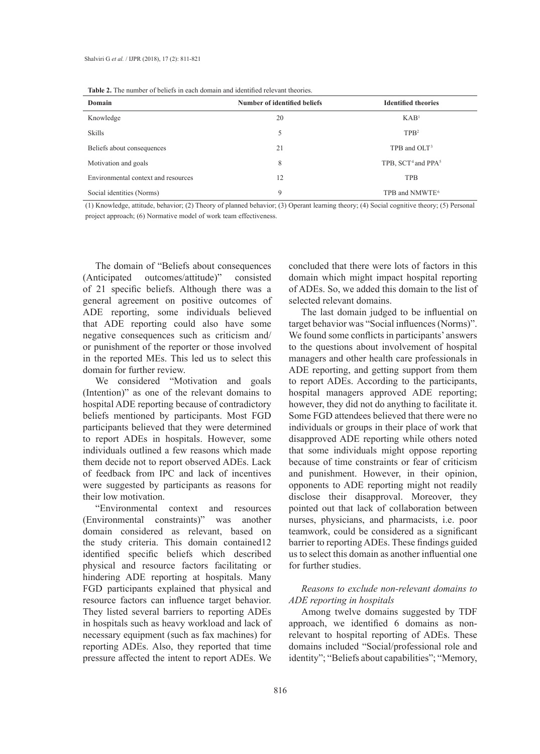**Table 2.** The number of beliefs in each domain and identified relevant theories.

| Domain | Number of identified beliefs | Identified theories |
|---|---|---|
| Knowledge | 20 | KAB[1] |
| Skills | 5 | TPB[2] |
| Beliefs about consequences | 21 | TPB and OLT[3] |
| Motivation and goals | 8 | TPB, SCT[4] and PPA[5] |
| Environmental context and resources | 12 | TPB |
| Social identities (Norms) | 9 | TPB and NMWTE[6] |

(1) Knowledge, attitude, behavior; (2) Theory of planned behavior; (3) Operant learning theory; (4) Social cognitive theory; (5) Personal project approach; (6) Normative model of work team effectiveness.

The domain of "Beliefs about consequences (Anticipated outcomes/attitude)" consisted of 21 specific beliefs. Although there was a general agreement on positive outcomes of ADE reporting, some individuals believed that ADE reporting could also have some negative consequences such as criticism and/or punishment of the reporter or those involved in the reported MEs. This led us to select this domain for further review.

We considered "Motivation and goals (Intention)" as one of the relevant domains to hospital ADE reporting because of contradictory beliefs mentioned by participants. Most FGD participants believed that they were determined to report ADEs in hospitals. However, some individuals outlined a few reasons which made them decide not to report observed ADEs. Lack of feedback from IPC and lack of incentives were suggested by participants as reasons for their low motivation.

"Environmental context and resources (Environmental constraints)" was another domain considered as relevant, based on the study criteria. This domain contained12 identified specific beliefs which described physical and resource factors facilitating or hindering ADE reporting at hospitals. Many FGD participants explained that physical and resource factors can influence target behavior. They listed several barriers to reporting ADEs in hospitals such as heavy workload and lack of necessary equipment (such as fax machines) for reporting ADEs. Also, they reported that time pressure affected the intent to report ADEs. We concluded that there were lots of factors in this domain which might impact hospital reporting of ADEs. So, we added this domain to the list of selected relevant domains.

The last domain judged to be influential on target behavior was "Social influences (Norms)". We found some conflicts in participants' answers to the questions about involvement of hospital managers and other health care professionals in ADE reporting, and getting support from them to report ADEs. According to the participants, hospital managers approved ADE reporting; however, they did not do anything to facilitate it. Some FGD attendees believed that there were no individuals or groups in their place of work that disapproved ADE reporting while others noted that some individuals might oppose reporting because of time constraints or fear of criticism and punishment. However, in their opinion, opponents to ADE reporting might not readily disclose their disapproval. Moreover, they pointed out that lack of collaboration between nurses, physicians, and pharmacists, i.e. poor teamwork, could be considered as a significant barrier to reporting ADEs. These findings guided us to select this domain as another influential one for further studies.

*Reasons to exclude non-relevant domains to ADE reporting in hospitals*

Among twelve domains suggested by TDF approach, we identified 6 domains as non-relevant to hospital reporting of ADEs. These domains included "Social/professional role and identity"; "Beliefs about capabilities"; "Memory,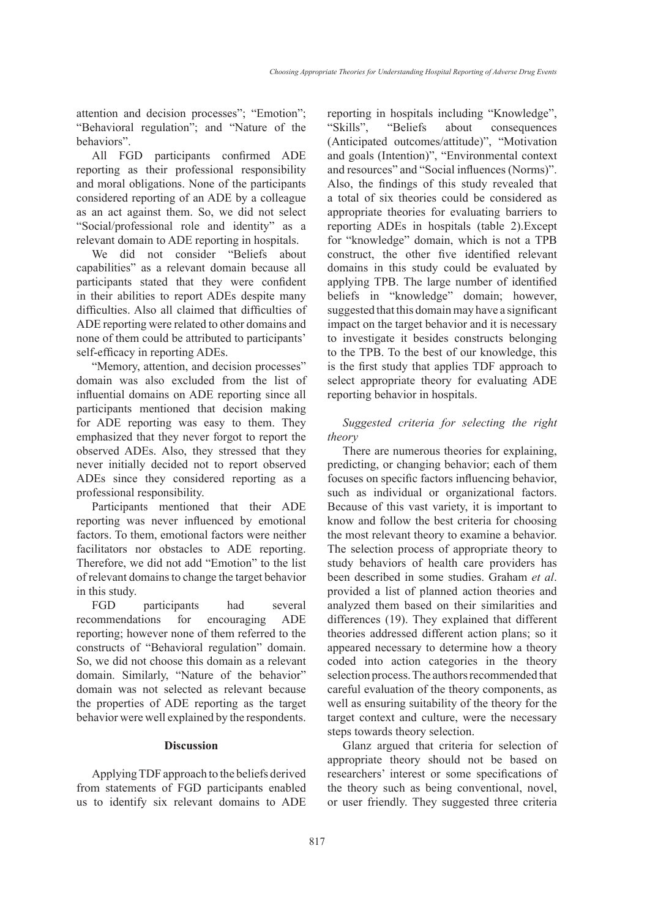attention and decision processes"; "Emotion"; "Behavioral regulation"; and "Nature of the behaviors".

All FGD participants confirmed ADE reporting as their professional responsibility and moral obligations. None of the participants considered reporting of an ADE by a colleague as an act against them. So, we did not select "Social/professional role and identity" as a relevant domain to ADE reporting in hospitals.

We did not consider "Beliefs about capabilities" as a relevant domain because all participants stated that they were confident in their abilities to report ADEs despite many difficulties. Also all claimed that difficulties of ADE reporting were related to other domains and none of them could be attributed to participants' self-efficacy in reporting ADEs.

"Memory, attention, and decision processes" domain was also excluded from the list of influential domains on ADE reporting since all participants mentioned that decision making for ADE reporting was easy to them. They emphasized that they never forgot to report the observed ADEs. Also, they stressed that they never initially decided not to report observed ADEs since they considered reporting as a professional responsibility.

Participants mentioned that their ADE reporting was never influenced by emotional factors. To them, emotional factors were neither facilitators nor obstacles to ADE reporting. Therefore, we did not add "Emotion" to the list of relevant domains to change the target behavior in this study.

FGD participants had several recommendations for encouraging ADE reporting; however none of them referred to the constructs of "Behavioral regulation" domain. So, we did not choose this domain as a relevant domain. Similarly, "Nature of the behavior" domain was not selected as relevant because the properties of ADE reporting as the target behavior were well explained by the respondents.

## Discussion

Applying TDF approach to the beliefs derived from statements of FGD participants enabled us to identify six relevant domains to ADE reporting in hospitals including "Knowledge", "Skills", "Beliefs about consequences (Anticipated outcomes/attitude)", "Motivation and goals (Intention)", "Environmental context and resources" and "Social influences (Norms)". Also, the findings of this study revealed that a total of six theories could be considered as appropriate theories for evaluating barriers to reporting ADEs in hospitals (table 2).Except for "knowledge" domain, which is not a TPB construct, the other five identified relevant domains in this study could be evaluated by applying TPB. The large number of identified beliefs in "knowledge" domain; however, suggested that this domain may have a significant impact on the target behavior and it is necessary to investigate it besides constructs belonging to the TPB. To the best of our knowledge, this is the first study that applies TDF approach to select appropriate theory for evaluating ADE reporting behavior in hospitals.

*Suggested criteria for selecting the right theory*

There are numerous theories for explaining, predicting, or changing behavior; each of them focuses on specific factors influencing behavior, such as individual or organizational factors. Because of this vast variety, it is important to know and follow the best criteria for choosing the most relevant theory to examine a behavior. The selection process of appropriate theory to study behaviors of health care providers has been described in some studies. Graham *et al*. provided a list of planned action theories and analyzed them based on their similarities and differences (19). They explained that different theories addressed different action plans; so it appeared necessary to determine how a theory coded into action categories in the theory selection process. The authors recommended that careful evaluation of the theory components, as well as ensuring suitability of the theory for the target context and culture, were the necessary steps towards theory selection.

Glanz argued that criteria for selection of appropriate theory should not be based on researchers' interest or some specifications of the theory such as being conventional, novel, or user friendly. They suggested three criteria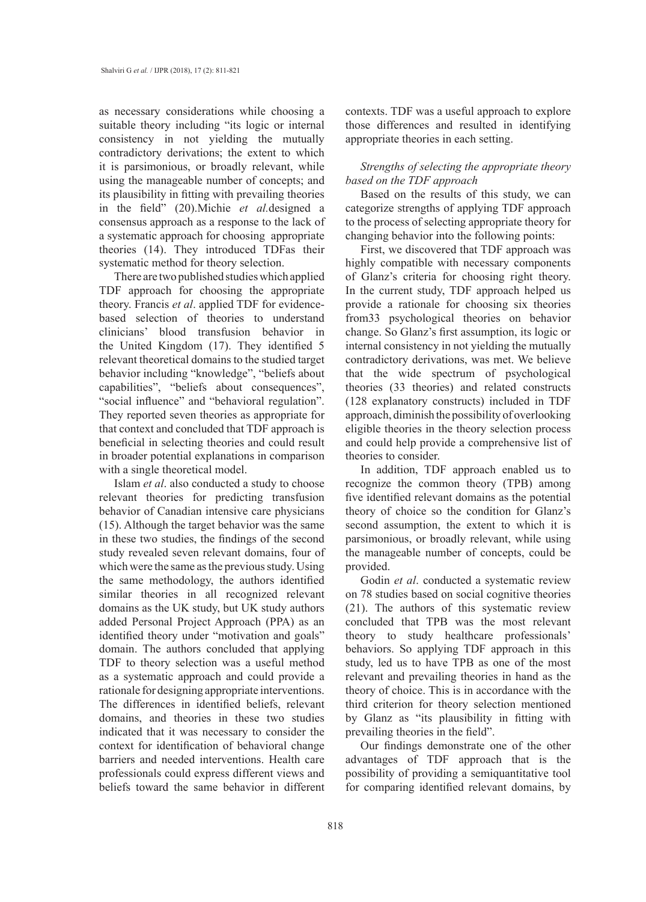as necessary considerations while choosing a suitable theory including "its logic or internal consistency in not yielding the mutually contradictory derivations; the extent to which it is parsimonious, or broadly relevant, while using the manageable number of concepts; and its plausibility in fitting with prevailing theories in the field" (20).Michie *et al.*designed a consensus approach as a response to the lack of a systematic approach for choosing appropriate theories (14). They introduced TDFas their systematic method for theory selection.

There are two published studies which applied TDF approach for choosing the appropriate theory. Francis *et al*. applied TDF for evidence-based selection of theories to understand clinicians' blood transfusion behavior in the United Kingdom (17). They identified 5 relevant theoretical domains to the studied target behavior including "knowledge", "beliefs about capabilities", "beliefs about consequences", "social influence" and "behavioral regulation". They reported seven theories as appropriate for that context and concluded that TDF approach is beneficial in selecting theories and could result in broader potential explanations in comparison with a single theoretical model.

Islam *et al*. also conducted a study to choose relevant theories for predicting transfusion behavior of Canadian intensive care physicians (15). Although the target behavior was the same in these two studies, the findings of the second study revealed seven relevant domains, four of which were the same as the previous study. Using the same methodology, the authors identified similar theories in all recognized relevant domains as the UK study, but UK study authors added Personal Project Approach (PPA) as an identified theory under "motivation and goals" domain. The authors concluded that applying TDF to theory selection was a useful method as a systematic approach and could provide a rationale for designing appropriate interventions. The differences in identified beliefs, relevant domains, and theories in these two studies indicated that it was necessary to consider the context for identification of behavioral change barriers and needed interventions. Health care professionals could express different views and beliefs toward the same behavior in different contexts. TDF was a useful approach to explore those differences and resulted in identifying appropriate theories in each setting.

*Strengths of selecting the appropriate theory based on the TDF approach*

Based on the results of this study, we can categorize strengths of applying TDF approach to the process of selecting appropriate theory for changing behavior into the following points:

First, we discovered that TDF approach was highly compatible with necessary components of Glanz's criteria for choosing right theory. In the current study, TDF approach helped us provide a rationale for choosing six theories from33 psychological theories on behavior change. So Glanz's first assumption, its logic or internal consistency in not yielding the mutually contradictory derivations, was met. We believe that the wide spectrum of psychological theories (33 theories) and related constructs (128 explanatory constructs) included in TDF approach, diminish the possibility of overlooking eligible theories in the theory selection process and could help provide a comprehensive list of theories to consider.

In addition, TDF approach enabled us to recognize the common theory (TPB) among five identified relevant domains as the potential theory of choice so the condition for Glanz's second assumption, the extent to which it is parsimonious, or broadly relevant, while using the manageable number of concepts, could be provided.

Godin *et al*. conducted a systematic review on 78 studies based on social cognitive theories (21). The authors of this systematic review concluded that TPB was the most relevant theory to study healthcare professionals' behaviors. So applying TDF approach in this study, led us to have TPB as one of the most relevant and prevailing theories in hand as the theory of choice. This is in accordance with the third criterion for theory selection mentioned by Glanz as "its plausibility in fitting with prevailing theories in the field".

Our findings demonstrate one of the other advantages of TDF approach that is the possibility of providing a semiquantitative tool for comparing identified relevant domains, by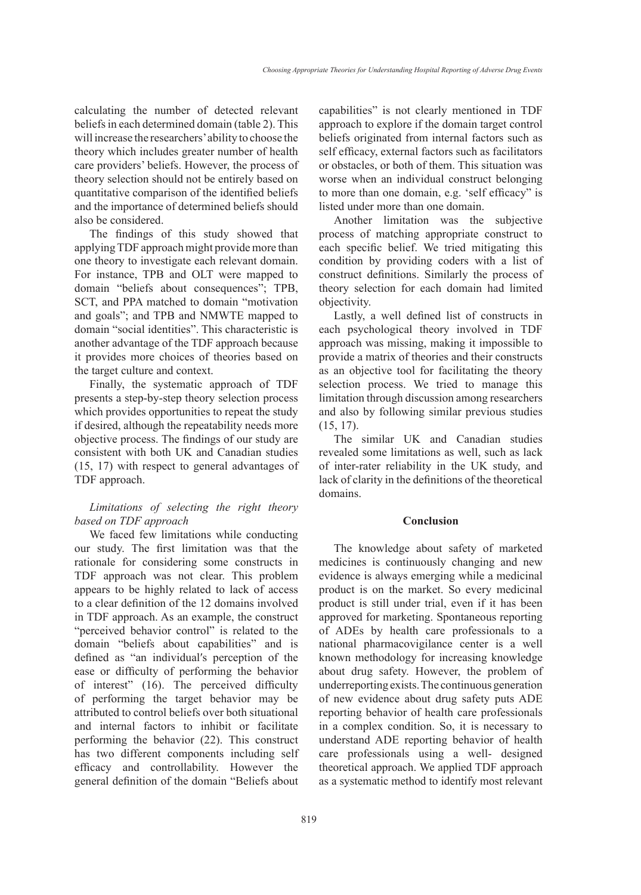calculating the number of detected relevant beliefs in each determined domain (table 2). This will increase the researchers' ability to choose the theory which includes greater number of health care providers' beliefs. However, the process of theory selection should not be entirely based on quantitative comparison of the identified beliefs and the importance of determined beliefs should also be considered.

The findings of this study showed that applying TDF approach might provide more than one theory to investigate each relevant domain. For instance, TPB and OLT were mapped to domain "beliefs about consequences"; TPB, SCT, and PPA matched to domain "motivation and goals"; and TPB and NMWTE mapped to domain "social identities". This characteristic is another advantage of the TDF approach because it provides more choices of theories based on the target culture and context.

Finally, the systematic approach of TDF presents a step-by-step theory selection process which provides opportunities to repeat the study if desired, although the repeatability needs more objective process. The findings of our study are consistent with both UK and Canadian studies (15, 17) with respect to general advantages of TDF approach.

*Limitations of selecting the right theory based on TDF approach*

We faced few limitations while conducting our study. The first limitation was that the rationale for considering some constructs in TDF approach was not clear. This problem appears to be highly related to lack of access to a clear definition of the 12 domains involved in TDF approach. As an example, the construct "perceived behavior control" is related to the domain "beliefs about capabilities" and is defined as "an individual′s perception of the ease or difficulty of performing the behavior of interest" (16). The perceived difficulty of performing the target behavior may be attributed to control beliefs over both situational and internal factors to inhibit or facilitate performing the behavior (22). This construct has two different components including self efficacy and controllability. However the general definition of the domain "Beliefs about capabilities" is not clearly mentioned in TDF approach to explore if the domain target control beliefs originated from internal factors such as self efficacy, external factors such as facilitators or obstacles, or both of them. This situation was worse when an individual construct belonging to more than one domain, e.g. 'self efficacy" is listed under more than one domain.

Another limitation was the subjective process of matching appropriate construct to each specific belief. We tried mitigating this condition by providing coders with a list of construct definitions. Similarly the process of theory selection for each domain had limited objectivity.

Lastly, a well defined list of constructs in each psychological theory involved in TDF approach was missing, making it impossible to provide a matrix of theories and their constructs as an objective tool for facilitating the theory selection process. We tried to manage this limitation through discussion among researchers and also by following similar previous studies (15, 17).

The similar UK and Canadian studies revealed some limitations as well, such as lack of inter-rater reliability in the UK study, and lack of clarity in the definitions of the theoretical domains.

## Conclusion

The knowledge about safety of marketed medicines is continuously changing and new evidence is always emerging while a medicinal product is on the market. So every medicinal product is still under trial, even if it has been approved for marketing. Spontaneous reporting of ADEs by health care professionals to a national pharmacovigilance center is a well known methodology for increasing knowledge about drug safety. However, the problem of underreporting exists. The continuous generation of new evidence about drug safety puts ADE reporting behavior of health care professionals in a complex condition. So, it is necessary to understand ADE reporting behavior of health care professionals using a well- designed theoretical approach. We applied TDF approach as a systematic method to identify most relevant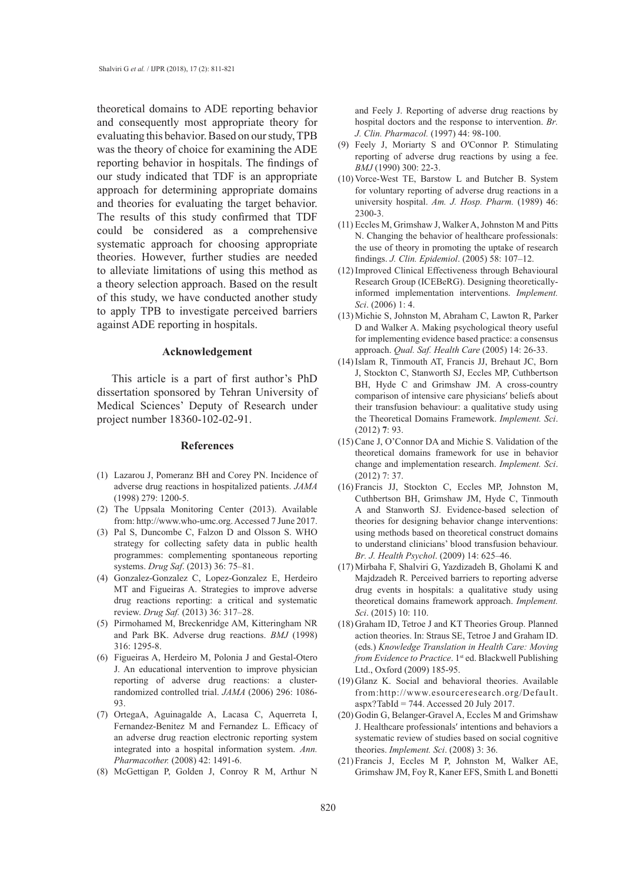theoretical domains to ADE reporting behavior and consequently most appropriate theory for evaluating this behavior. Based on our study, TPB was the theory of choice for examining the ADE reporting behavior in hospitals. The findings of our study indicated that TDF is an appropriate approach for determining appropriate domains and theories for evaluating the target behavior. The results of this study confirmed that TDF could be considered as a comprehensive systematic approach for choosing appropriate theories. However, further studies are needed to alleviate limitations of using this method as a theory selection approach. Based on the result of this study, we have conducted another study to apply TPB to investigate perceived barriers against ADE reporting in hospitals.

## Acknowledgement

This article is a part of first author's PhD dissertation sponsored by Tehran University of Medical Sciences' Deputy of Research under project number 18360-102-02-91.

## References

(1) Lazarou J, Pomeranz BH and Corey PN. Incidence of adverse drug reactions in hospitalized patients. *JAMA* (1998) 279: 1200-5.

(2) The Uppsala Monitoring Center (2013). Available from: http://www.who-umc.org. Accessed 7 June 2017.

(3) Pal S, Duncombe C, Falzon D and Olsson S. WHO strategy for collecting safety data in public health programmes: complementing spontaneous reporting systems. *Drug Saf*. (2013) 36: 75–81.

(4) Gonzalez-Gonzalez C, Lopez-Gonzalez E, Herdeiro MT and Figueiras A. Strategies to improve adverse drug reactions reporting: a critical and systematic review. *Drug Saf.* (2013) 36: 317–28.

(5) Pirmohamed M, Breckenridge AM, Kitteringham NR and Park BK. Adverse drug reactions. *BMJ* (1998) 316: 1295-8.

(6) Figueiras A, Herdeiro M, Polonia J and Gestal-Otero J. An educational intervention to improve physician reporting of adverse drug reactions: a cluster-randomized controlled trial. *JAMA* (2006) 296: 1086-93.

(7) OrtegaA, Aguinagalde A, Lacasa C, Aquerreta I, Fernandez-Benitez M and Fernandez L. Efficacy of an adverse drug reaction electronic reporting system integrated into a hospital information system. *Ann. Pharmacother.* (2008) 42: 1491-6.

(8) McGettigan P, Golden J, Conroy R M, Arthur N and Feely J. Reporting of adverse drug reactions by hospital doctors and the response to intervention. *Br. J. Clin. Pharmacol.* (1997) 44: 98-100.

(9) Feely J, Moriarty S and O′Connor P. Stimulating reporting of adverse drug reactions by using a fee. *BMJ* (1990) 300: 22-3.

(10) Vorce-West TE, Barstow L and Butcher B. System for voluntary reporting of adverse drug reactions in a university hospital. *Am. J. Hosp. Pharm.* (1989) 46: 2300-3.

(11) Eccles M, Grimshaw J, Walker A, Johnston M and Pitts N. Changing the behavior of healthcare professionals: the use of theory in promoting the uptake of research findings. *J. Clin. Epidemiol*. (2005) 58: 107–12.

(12) Improved Clinical Effectiveness through Behavioural Research Group (ICEBeRG). Designing theoretically-informed implementation interventions. *Implement. Sci*. (2006) 1: 4.

(13) Michie S, Johnston M, Abraham C, Lawton R, Parker D and Walker A. Making psychological theory useful for implementing evidence based practice: a consensus approach. *Qual. Saf. Health Care* (2005) 14: 26-33.

(14) Islam R, Tinmouth AT, Francis JJ, Brehaut JC, Born J, Stockton C, Stanworth SJ, Eccles MP, Cuthbertson BH, Hyde C and Grimshaw JM. A cross-country comparison of intensive care physicians′ beliefs about their transfusion behaviour: a qualitative study using the Theoretical Domains Framework. *Implement. Sci*. (2012) **7**: 93.

(15) Cane J, O'Connor DA and Michie S. Validation of the theoretical domains framework for use in behavior change and implementation research. *Implement. Sci*. (2012) 7: 37.

(16) Francis JJ, Stockton C, Eccles MP, Johnston M, Cuthbertson BH, Grimshaw JM, Hyde C, Tinmouth A and Stanworth SJ. Evidence-based selection of theories for designing behavior change interventions: using methods based on theoretical construct domains to understand clinicians' blood transfusion behaviour. *Br. J. Health Psychol*. (2009) 14: 625–46.

(17) Mirbaha F, Shalviri G, Yazdizadeh B, Gholami K and Majdzadeh R. Perceived barriers to reporting adverse drug events in hospitals: a qualitative study using theoretical domains framework approach. *Implement. Sci*. (2015) 10: 110.

(18) Graham ID, Tetroe J and KT Theories Group. Planned action theories. In: Straus SE, Tetroe J and Graham ID. (eds.) *Knowledge Translation in Health Care: Moving from Evidence to Practice*. 1st ed. Blackwell Publishing Ltd., Oxford (2009) 185-95.

(19) Glanz K. Social and behavioral theories. Available from:http://www.esourceresearch.org/Default.aspx?TabId = 744. Accessed 20 July 2017.

(20) Godin G, Belanger-Gravel A, Eccles M and Grimshaw J. Healthcare professionals′ intentions and behaviors a systematic review of studies based on social cognitive theories. *Implement. Sci*. (2008) 3: 36.

(21) Francis J, Eccles M P, Johnston M, Walker AE, Grimshaw JM, Foy R, Kaner EFS, Smith L and Bonetti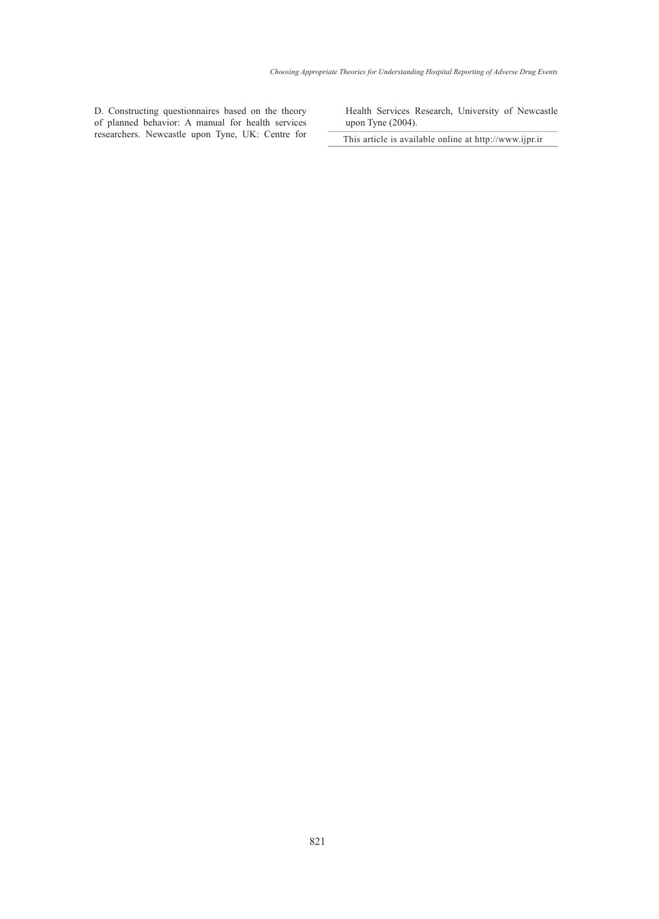D. Constructing questionnaires based on the theory of planned behavior: A manual for health services researchers. Newcastle upon Tyne, UK: Centre for Health Services Research, University of Newcastle upon Tyne (2004).

This article is available online at http://www.ijpr.ir